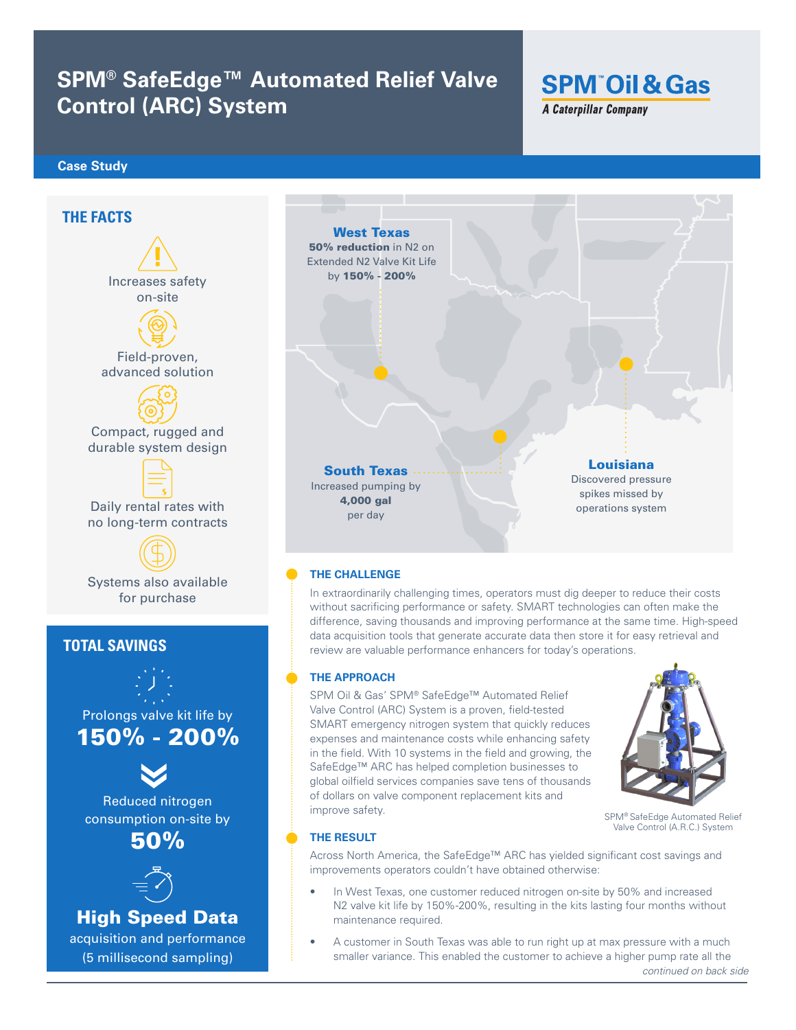# SPM® SafeEdge™ Automated Relief Valve Control (ARC) System

SPM™ Oil & Gas
*A Caterpillar Company*

**Case Study**

## THE FACTS

Increases safety on-site

Field-proven, advanced solution

Compact, rugged and durable system design

Daily rental rates with no long-term contracts

Systems also available for purchase

## TOTAL SAVINGS

Prolongs valve kit life by
**150% - 200%**

Reduced nitrogen consumption on-site by
**50%**

**High Speed Data**
acquisition and performance
(5 millisecond sampling)

**West Texas**
**50% reduction** in N2 on
Extended N2 Valve Kit Life by **150% - 200%**

**South Texas**
Increased pumping by **4,000 gal** per day

**Louisiana**
Discovered pressure spikes missed by operations system

### THE CHALLENGE

In extraordinarily challenging times, operators must dig deeper to reduce their costs without sacrificing performance or safety. SMART technologies can often make the difference, saving thousands and improving performance at the same time. High-speed data acquisition tools that generate accurate data then store it for easy retrieval and review are valuable performance enhancers for today's operations.

### THE APPROACH

SPM Oil & Gas' SPM® SafeEdge™ Automated Relief Valve Control (ARC) System is a proven, field-tested SMART emergency nitrogen system that quickly reduces expenses and maintenance costs while enhancing safety in the field. With 10 systems in the field and growing, the SafeEdge™ ARC has helped completion businesses to global oilfield services companies save tens of thousands of dollars on valve component replacement kits and improve safety.

SPM® SafeEdge Automated Relief Valve Control (A.R.C.) System

### THE RESULT

Across North America, the SafeEdge™ ARC has yielded significant cost savings and improvements operators couldn't have obtained otherwise:

- In West Texas, one customer reduced nitrogen on-site by 50% and increased N2 valve kit life by 150%-200%, resulting in the kits lasting four months without maintenance required.
- A customer in South Texas was able to run right up at max pressure with a much smaller variance. This enabled the customer to achieve a higher pump rate all the

*continued on back side*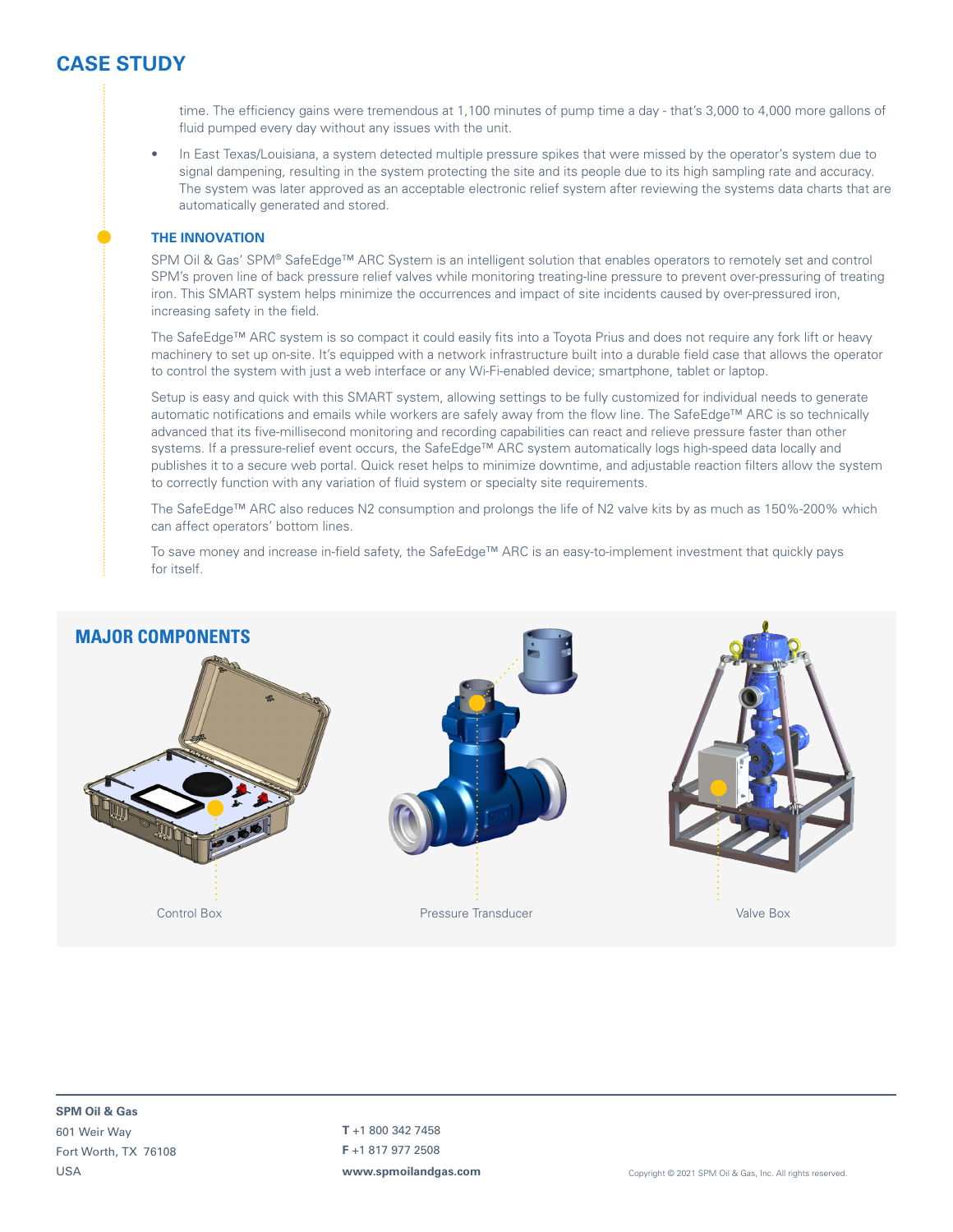# CASE STUDY

time. The efficiency gains were tremendous at 1,100 minutes of pump time a day - that's 3,000 to 4,000 more gallons of fluid pumped every day without any issues with the unit.

- In East Texas/Louisiana, a system detected multiple pressure spikes that were missed by the operator's system due to signal dampening, resulting in the system protecting the site and its people due to its high sampling rate and accuracy. The system was later approved as an acceptable electronic relief system after reviewing the systems data charts that are automatically generated and stored.

## THE INNOVATION

SPM Oil & Gas' SPM® SafeEdge™ ARC System is an intelligent solution that enables operators to remotely set and control SPM's proven line of back pressure relief valves while monitoring treating-line pressure to prevent over-pressuring of treating iron. This SMART system helps minimize the occurrences and impact of site incidents caused by over-pressured iron, increasing safety in the field.

The SafeEdge™ ARC system is so compact it could easily fits into a Toyota Prius and does not require any fork lift or heavy machinery to set up on-site. It's equipped with a network infrastructure built into a durable field case that allows the operator to control the system with just a web interface or any Wi-Fi-enabled device; smartphone, tablet or laptop.

Setup is easy and quick with this SMART system, allowing settings to be fully customized for individual needs to generate automatic notifications and emails while workers are safely away from the flow line. The SafeEdge™ ARC is so technically advanced that its five-millisecond monitoring and recording capabilities can react and relieve pressure faster than other systems. If a pressure-relief event occurs, the SafeEdge™ ARC system automatically logs high-speed data locally and publishes it to a secure web portal. Quick reset helps to minimize downtime, and adjustable reaction filters allow the system to correctly function with any variation of fluid system or specialty site requirements.

The SafeEdge™ ARC also reduces N2 consumption and prolongs the life of N2 valve kits by as much as 150%-200% which can affect operators' bottom lines.

To save money and increase in-field safety, the SafeEdge™ ARC is an easy-to-implement investment that quickly pays for itself.

## MAJOR COMPONENTS

Control Box

Pressure Transducer

Valve Box

**SPM Oil & Gas**
601 Weir Way
Fort Worth, TX 76108
USA

**T** +1 800 342 7458
**F** +1 817 977 2508
**www.spmoilandgas.com**

Copyright © 2021 SPM Oil & Gas, Inc. All rights reserved.